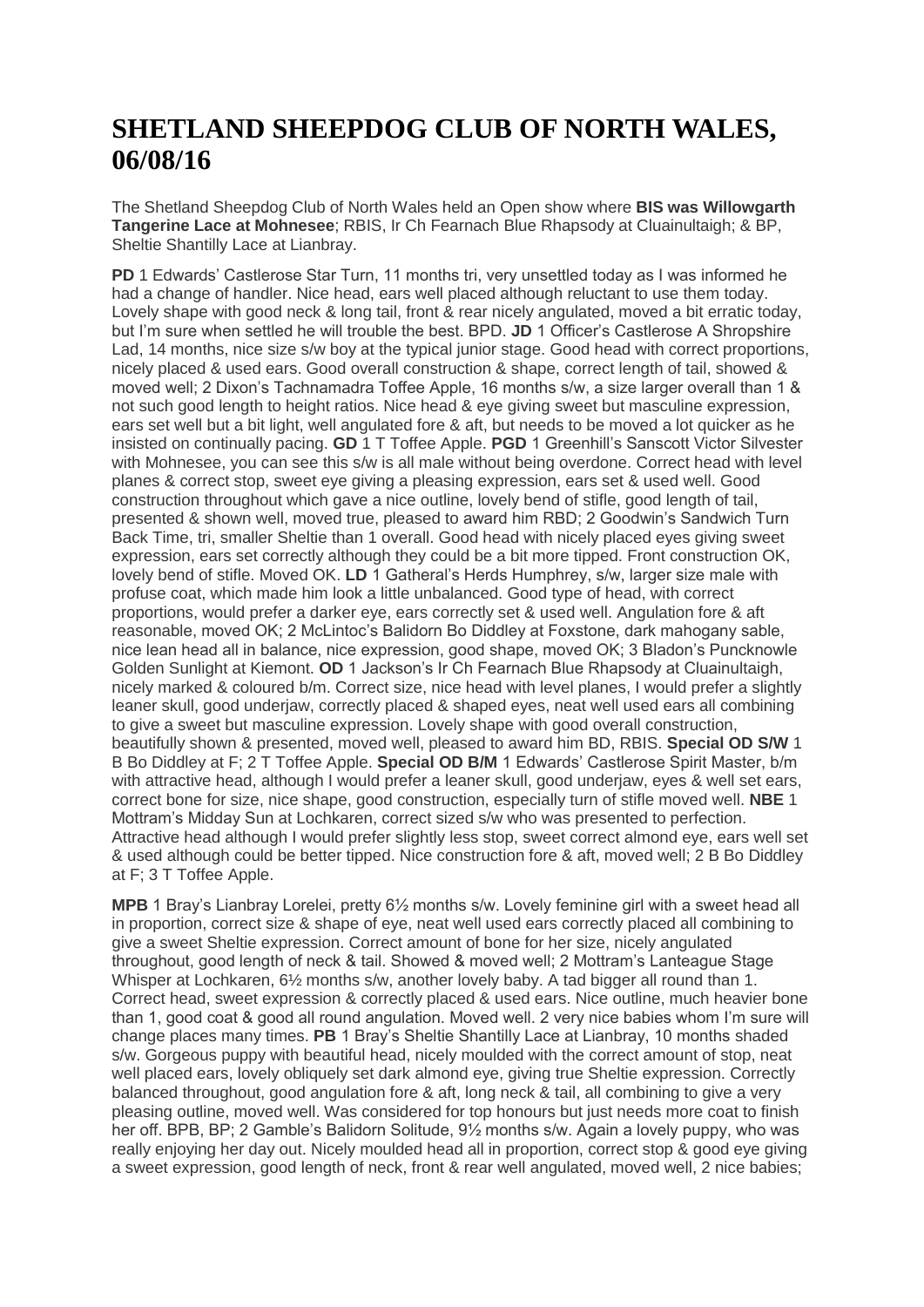# SHETLAND SHEEPDOG CLUB OF NORTH WALES, 06/08/16

The Shetland Sheepdog Club of North Wales held an Open show where **BIS was Willowgarth Tangerine Lace at Mohnesee**; RBIS, Ir Ch Fearnach Blue Rhapsody at Cluainultaigh; & BP, Sheltie Shantilly Lace at Lianbray.

**PD** 1 Edwards' Castlerose Star Turn, 11 months tri, very unsettled today as I was informed he had a change of handler. Nice head, ears well placed although reluctant to use them today. Lovely shape with good neck & long tail, front & rear nicely angulated, moved a bit erratic today, but I'm sure when settled he will trouble the best. BPD. **JD** 1 Officer's Castlerose A Shropshire Lad, 14 months, nice size s/w boy at the typical junior stage. Good head with correct proportions, nicely placed & used ears. Good overall construction & shape, correct length of tail, showed & moved well; 2 Dixon's Tachnamadra Toffee Apple, 16 months s/w, a size larger overall than 1 & not such good length to height ratios. Nice head & eye giving sweet but masculine expression, ears set well but a bit light, well angulated fore & aft, but needs to be moved a lot quicker as he insisted on continually pacing. **GD** 1 T Toffee Apple. **PGD** 1 Greenhill's Sanscott Victor Silvester with Mohnesee, you can see this s/w is all male without being overdone. Correct head with level planes & correct stop, sweet eye giving a pleasing expression, ears set & used well. Good construction throughout which gave a nice outline, lovely bend of stifle, good length of tail, presented & shown well, moved true, pleased to award him RBD; 2 Goodwin's Sandwich Turn Back Time, tri, smaller Sheltie than 1 overall. Good head with nicely placed eyes giving sweet expression, ears set correctly although they could be a bit more tipped. Front construction OK, lovely bend of stifle. Moved OK. **LD** 1 Gatheral's Herds Humphrey, s/w, larger size male with profuse coat, which made him look a little unbalanced. Good type of head, with correct proportions, would prefer a darker eye, ears correctly set & used well. Angulation fore & aft reasonable, moved OK; 2 McLintoc's Balidorn Bo Diddley at Foxstone, dark mahogany sable, nice lean head all in balance, nice expression, good shape, moved OK; 3 Bladon's Puncknowle Golden Sunlight at Kiemont. **OD** 1 Jackson's Ir Ch Fearnach Blue Rhapsody at Cluainultaigh, nicely marked & coloured b/m. Correct size, nice head with level planes, I would prefer a slightly leaner skull, good underjaw, correctly placed & shaped eyes, neat well used ears all combining to give a sweet but masculine expression. Lovely shape with good overall construction, beautifully shown & presented, moved well, pleased to award him BD, RBIS. **Special OD S/W** 1 B Bo Diddley at F; 2 T Toffee Apple. **Special OD B/M** 1 Edwards' Castlerose Spirit Master, b/m with attractive head, although I would prefer a leaner skull, good underjaw, eyes & well set ears, correct bone for size, nice shape, good construction, especially turn of stifle moved well. **NBE** 1 Mottram's Midday Sun at Lochkaren, correct sized s/w who was presented to perfection. Attractive head although I would prefer slightly less stop, sweet correct almond eye, ears well set & used although could be better tipped. Nice construction fore & aft, moved well; 2 B Bo Diddley at F; 3 T Toffee Apple.

**MPB** 1 Bray's Lianbray Lorelei, pretty 6½ months s/w. Lovely feminine girl with a sweet head all in proportion, correct size & shape of eye, neat well used ears correctly placed all combining to give a sweet Sheltie expression. Correct amount of bone for her size, nicely angulated throughout, good length of neck & tail. Showed & moved well; 2 Mottram's Lanteague Stage Whisper at Lochkaren, 6½ months s/w, another lovely baby. A tad bigger all round than 1. Correct head, sweet expression & correctly placed & used ears. Nice outline, much heavier bone than 1, good coat & good all round angulation. Moved well. 2 very nice babies whom I'm sure will change places many times. **PB** 1 Bray's Sheltie Shantilly Lace at Lianbray, 10 months shaded s/w. Gorgeous puppy with beautiful head, nicely moulded with the correct amount of stop, neat well placed ears, lovely obliquely set dark almond eye, giving true Sheltie expression. Correctly balanced throughout, good angulation fore & aft, long neck & tail, all combining to give a very pleasing outline, moved well. Was considered for top honours but just needs more coat to finish her off. BPB, BP; 2 Gamble's Balidorn Solitude, 9½ months s/w. Again a lovely puppy, who was really enjoying her day out. Nicely moulded head all in proportion, correct stop & good eye giving a sweet expression, good length of neck, front & rear well angulated, moved well, 2 nice babies;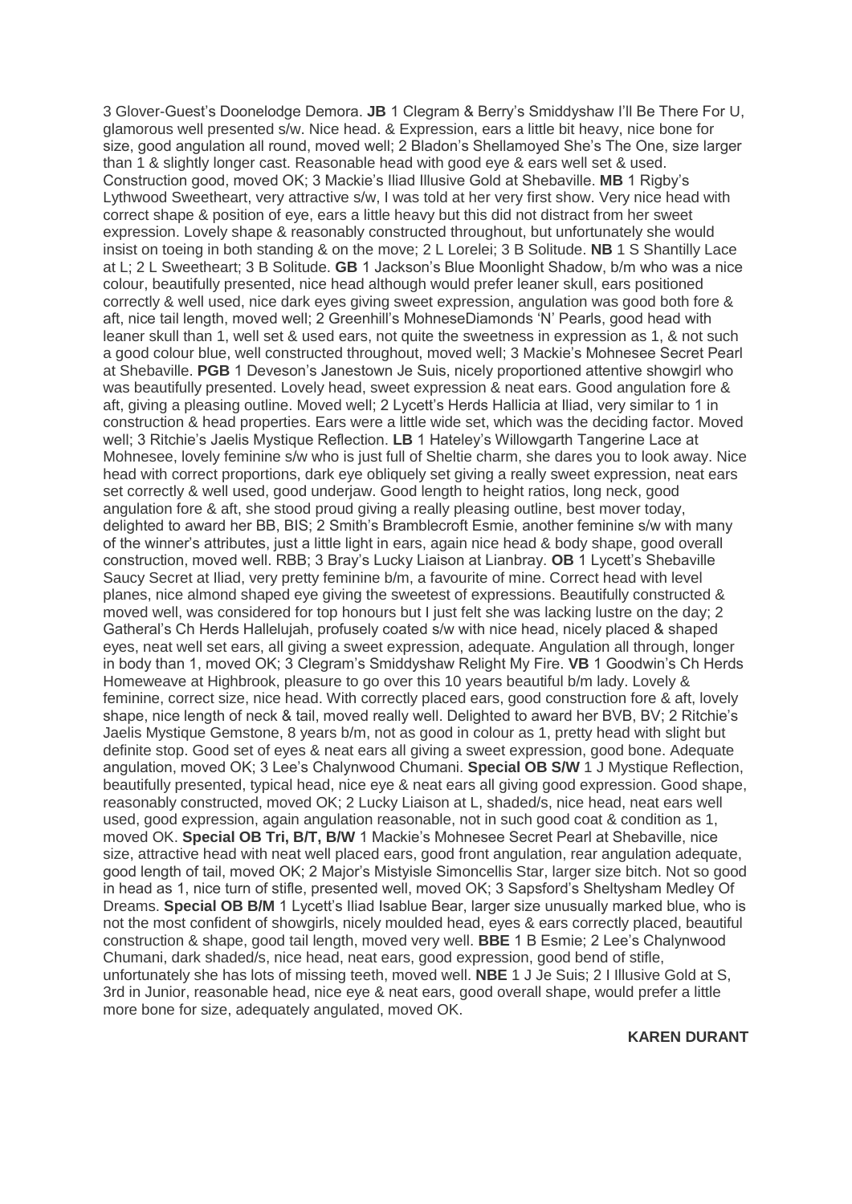3 Glover-Guest's Doonelodge Demora. **JB** 1 Clegram & Berry's Smiddyshaw I'll Be There For U, glamorous well presented s/w. Nice head. & Expression, ears a little bit heavy, nice bone for size, good angulation all round, moved well; 2 Bladon's Shellamoyed She's The One, size larger than 1 & slightly longer cast. Reasonable head with good eye & ears well set & used. Construction good, moved OK; 3 Mackie's Iliad Illusive Gold at Shebaville. **MB** 1 Rigby's Lythwood Sweetheart, very attractive s/w, I was told at her very first show. Very nice head with correct shape & position of eye, ears a little heavy but this did not distract from her sweet expression. Lovely shape & reasonably constructed throughout, but unfortunately she would insist on toeing in both standing & on the move; 2 L Lorelei; 3 B Solitude. **NB** 1 S Shantilly Lace at L; 2 L Sweetheart; 3 B Solitude. **GB** 1 Jackson's Blue Moonlight Shadow, b/m who was a nice colour, beautifully presented, nice head although would prefer leaner skull, ears positioned correctly & well used, nice dark eyes giving sweet expression, angulation was good both fore & aft, nice tail length, moved well; 2 Greenhill's MohneseDiamonds 'N' Pearls, good head with leaner skull than 1, well set & used ears, not quite the sweetness in expression as 1, & not such a good colour blue, well constructed throughout, moved well; 3 Mackie's Mohnesee Secret Pearl at Shebaville. **PGB** 1 Deveson's Janestown Je Suis, nicely proportioned attentive showgirl who was beautifully presented. Lovely head, sweet expression & neat ears. Good angulation fore & aft, giving a pleasing outline. Moved well; 2 Lycett's Herds Hallicia at Iliad, very similar to 1 in construction & head properties. Ears were a little wide set, which was the deciding factor. Moved well; 3 Ritchie's Jaelis Mystique Reflection. **LB** 1 Hateley's Willowgarth Tangerine Lace at Mohnesee, lovely feminine s/w who is just full of Sheltie charm, she dares you to look away. Nice head with correct proportions, dark eye obliquely set giving a really sweet expression, neat ears set correctly & well used, good underjaw. Good length to height ratios, long neck, good angulation fore & aft, she stood proud giving a really pleasing outline, best mover today, delighted to award her BB, BIS; 2 Smith's Bramblecroft Esmie, another feminine s/w with many of the winner's attributes, just a little light in ears, again nice head & body shape, good overall construction, moved well. RBB; 3 Bray's Lucky Liaison at Lianbray. **OB** 1 Lycett's Shebaville Saucy Secret at Iliad, very pretty feminine b/m, a favourite of mine. Correct head with level planes, nice almond shaped eye giving the sweetest of expressions. Beautifully constructed & moved well, was considered for top honours but I just felt she was lacking lustre on the day; 2 Gatheral's Ch Herds Hallelujah, profusely coated s/w with nice head, nicely placed & shaped eyes, neat well set ears, all giving a sweet expression, adequate. Angulation all through, longer in body than 1, moved OK; 3 Clegram's Smiddyshaw Relight My Fire. **VB** 1 Goodwin's Ch Herds Homeweave at Highbrook, pleasure to go over this 10 years beautiful b/m lady. Lovely & feminine, correct size, nice head. With correctly placed ears, good construction fore & aft, lovely shape, nice length of neck & tail, moved really well. Delighted to award her BVB, BV; 2 Ritchie's Jaelis Mystique Gemstone, 8 years b/m, not as good in colour as 1, pretty head with slight but definite stop. Good set of eyes & neat ears all giving a sweet expression, good bone. Adequate angulation, moved OK; 3 Lee's Chalynwood Chumani. **Special OB S/W** 1 J Mystique Reflection, beautifully presented, typical head, nice eye & neat ears all giving good expression. Good shape, reasonably constructed, moved OK; 2 Lucky Liaison at L, shaded/s, nice head, neat ears well used, good expression, again angulation reasonable, not in such good coat & condition as 1, moved OK. **Special OB Tri, B/T, B/W** 1 Mackie's Mohnesee Secret Pearl at Shebaville, nice size, attractive head with neat well placed ears, good front angulation, rear angulation adequate, good length of tail, moved OK; 2 Major's Mistyisle Simoncellis Star, larger size bitch. Not so good in head as 1, nice turn of stifle, presented well, moved OK; 3 Sapsford's Sheltysham Medley Of Dreams. **Special OB B/M** 1 Lycett's Iliad Isablue Bear, larger size unusually marked blue, who is not the most confident of showgirls, nicely moulded head, eyes & ears correctly placed, beautiful construction & shape, good tail length, moved very well. **BBE** 1 B Esmie; 2 Lee's Chalynwood Chumani, dark shaded/s, nice head, neat ears, good expression, good bend of stifle, unfortunately she has lots of missing teeth, moved well. **NBE** 1 J Je Suis; 2 I Illusive Gold at S, 3rd in Junior, reasonable head, nice eye & neat ears, good overall shape, would prefer a little more bone for size, adequately angulated, moved OK.

**KAREN DURANT**